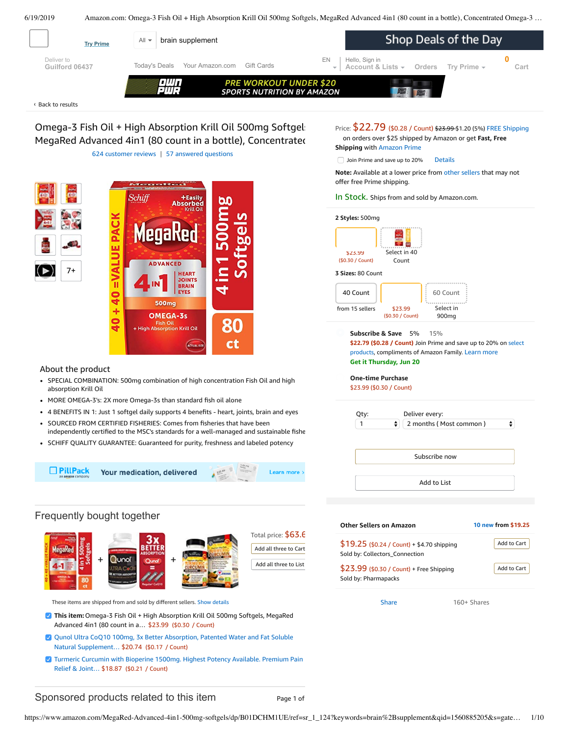Try Prime

All brain supplement

Shop Deals of the Day

Deliver to Guilford 06437

Today's Deals   Your Amazon.com   Gift Cards   EN   Hello, Sign in Account & Lists   Orders   Try Prime   0 Cart

PRE WORKOUT UNDER $20
SPORTS NUTRITION BY AMAZON

‹ Back to results

# Omega-3 Fish Oil + High Absorption Krill Oil 500mg Softgels, MegaRed Advanced 4in1 (80 count in a bottle), Concentrated

624 customer reviews | 57 answered questions

7+

Price: $22.79 ($0.28 / Count) ~~$23.99~~ $1.20 (5%) FREE Shipping on orders over $25 shipped by Amazon or get **Fast, Free Shipping** with Amazon Prime

Join Prime and save up to 20%   Details

**Note:** Available at a lower price from other sellers that may not offer free Prime shipping.

In Stock. Ships from and sold by Amazon.com.

**2 Styles:** 500mg

$23.99 ($0.30 / Count)   Select in 40 Count

**3 Sizes:** 80 Count

40 Count from 15 sellers   $23.99 ($0.30 / Count)   60 Count Select in 900mg

**Subscribe & Save** 5% 15%

**$22.79 ($0.28 / Count)** Join Prime and save up to 20% on select products, compliments of Amazon Family. Learn more

**Get it Thursday, Jun 20**

**One-time Purchase**

$23.99 ($0.30 / Count)

Qty: 1   Deliver every: 2 months ( Most common )

Subscribe now

Add to List

## About the product

- SPECIAL COMBINATION: 500mg combination of high concentration Fish Oil and high absorption Krill Oil
- MORE OMEGA-3'S: 2X more Omega-3s than standard fish oil alone
- 4 BENEFITS IN 1: Just 1 softgel daily supports 4 benefits - heart, joints, brain and eyes
- SOURCED FROM CERTIFIED FISHERIES: Comes from fisheries that have been independently certified to the MSC's standards for a well-managed and sustainable fishe
- SCHIFF QUALITY GUARANTEE: Guaranteed for purity, freshness and labeled potency

PillPack an amazon company   Your medication, delivered   Learn more ›

**Other Sellers on Amazon**   10 new from $19.25

$19.25 ($0.24 / Count) + $4.70 shipping   Add to Cart
Sold by: Collectors_Connection

$23.99 ($0.30 / Count) + Free Shipping   Add to Cart
Sold by: Pharmapacks

Share   160+ Shares

## Frequently bought together

Total price: $63.6

Add all three to Cart

Add all three to List

These items are shipped from and sold by different sellers. Show details

- **This item:** Omega-3 Fish Oil + High Absorption Krill Oil 500mg Softgels, MegaRed Advanced 4in1 (80 count in a… $23.99 ($0.30 / Count)
- Qunol Ultra CoQ10 100mg, 3x Better Absorption, Patented Water and Fat Soluble Natural Supplement… $20.74 ($0.17 / Count)
- Turmeric Curcumin with Bioperine 1500mg. Highest Potency Available. Premium Pain Relief & Joint… $18.87 ($0.21 / Count)

## Sponsored products related to this item

Page 1 of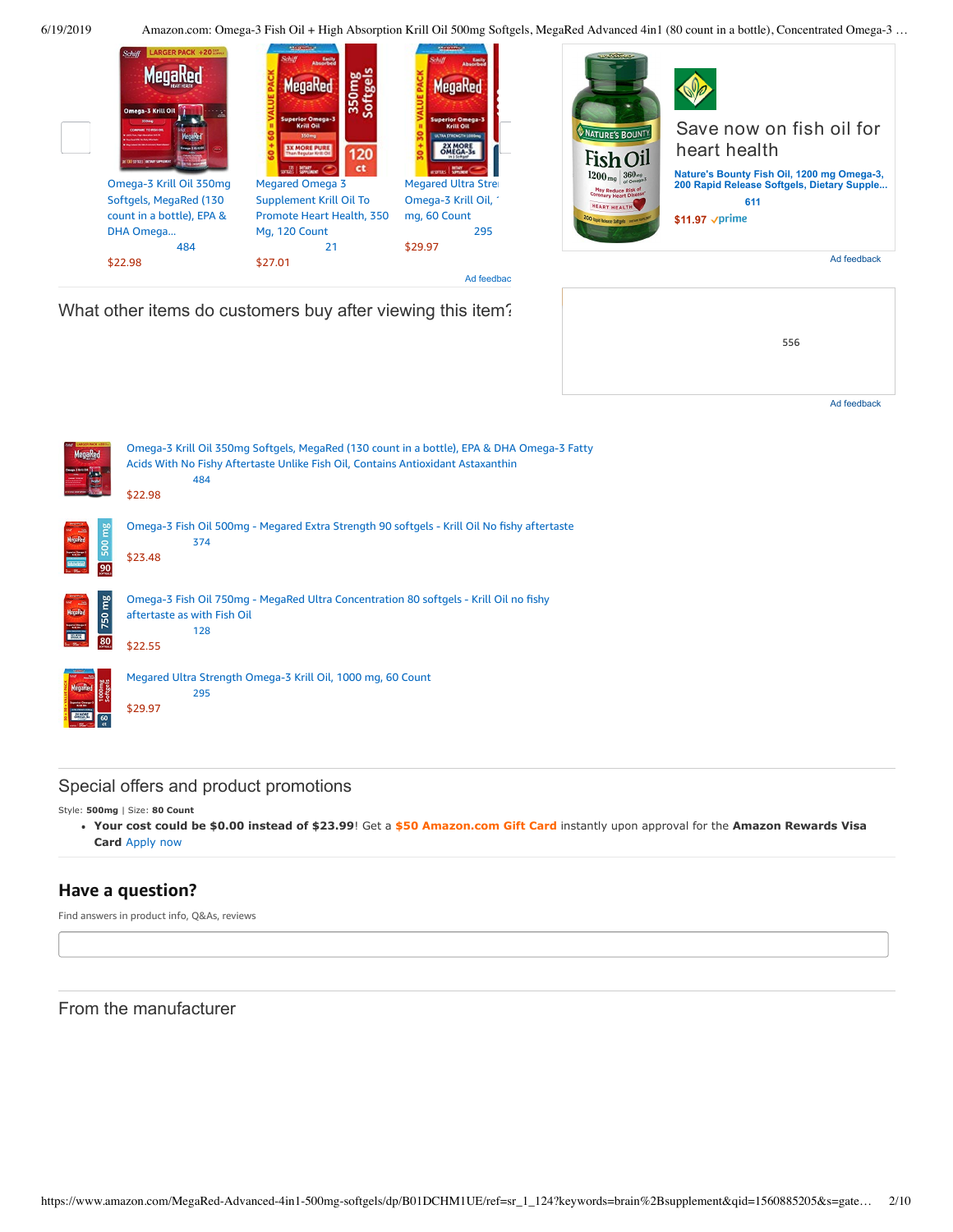Omega-3 Krill Oil 350mg Softgels, MegaRed (130 count in a bottle), EPA & DHA Omega...
484
$22.98

Megared Omega 3 Supplement Krill Oil To Promote Heart Health, 350 Mg, 120 Count
21
$27.01

Megared Ultra Stre... Omega-3 Krill Oil, ... mg, 60 Count
295
$29.97

Ad feedbac

Save now on fish oil for heart health

Nature's Bounty Fish Oil, 1200 mg Omega-3, 200 Rapid Release Softgels, Dietary Supple...
611
$11.97 prime

Ad feedback

## What other items do customers buy after viewing this item?

556

Ad feedback

Omega-3 Krill Oil 350mg Softgels, MegaRed (130 count in a bottle), EPA & DHA Omega-3 Fatty Acids With No Fishy Aftertaste Unlike Fish Oil, Contains Antioxidant Astaxanthin
484
$22.98

Omega-3 Fish Oil 500mg - Megared Extra Strength 90 softgels - Krill Oil No fishy aftertaste
374
$23.48

Omega-3 Fish Oil 750mg - MegaRed Ultra Concentration 80 softgels - Krill Oil no fishy aftertaste as with Fish Oil
128
$22.55

Megared Ultra Strength Omega-3 Krill Oil, 1000 mg, 60 Count
295
$29.97

## Special offers and product promotions

Style: **500mg** | Size: **80 Count**

- **Your cost could be $0.00 instead of $23.99**! Get a **$50 Amazon.com Gift Card** instantly upon approval for the **Amazon Rewards Visa Card** Apply now

## Have a question?

Find answers in product info, Q&As, reviews

## From the manufacturer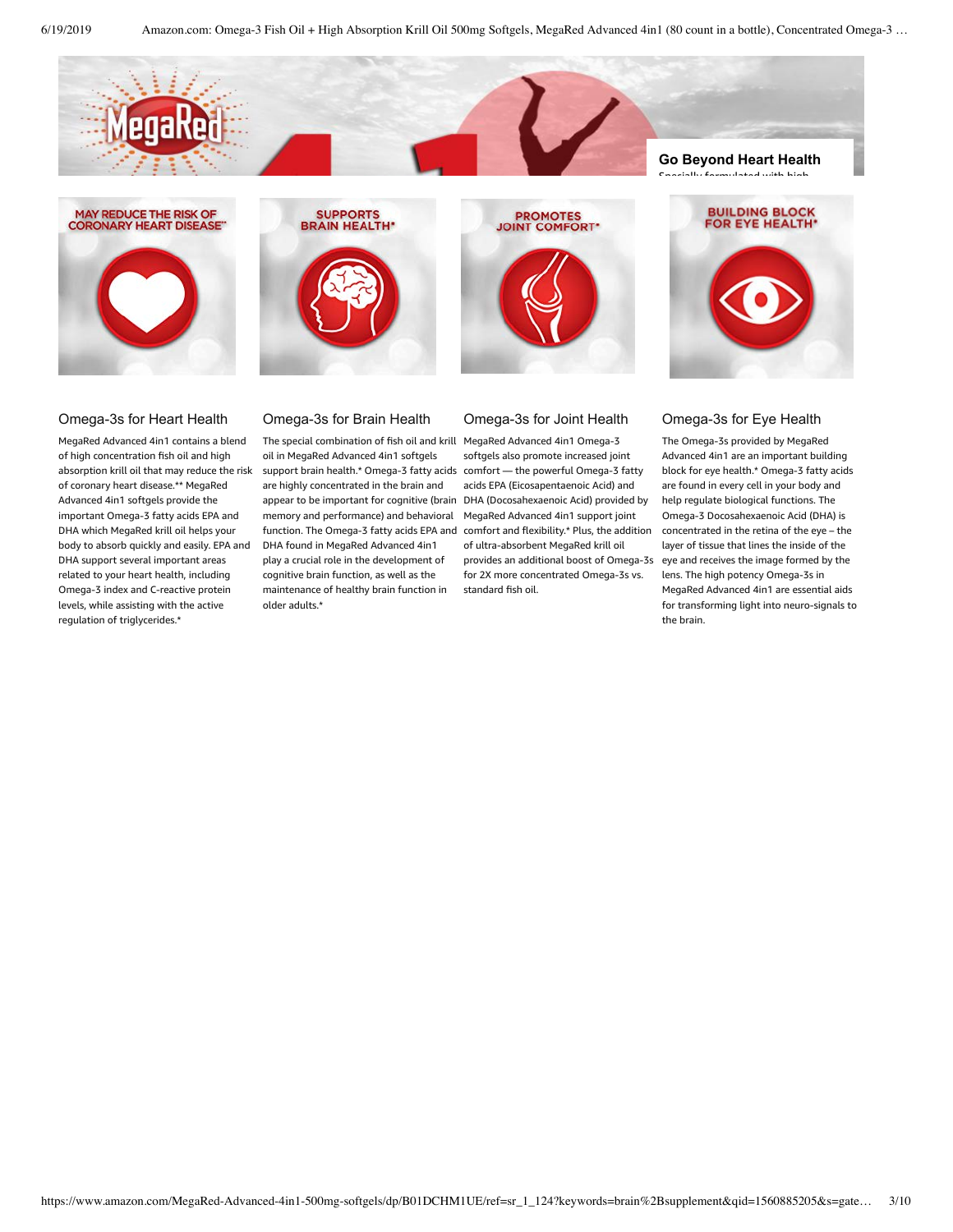Go Beyond Heart Health

MAY REDUCE THE RISK OF CORONARY HEART DISEASE**

SUPPORTS BRAIN HEALTH*

PROMOTES JOINT COMFORT*

BUILDING BLOCK FOR EYE HEALTH*

### Omega-3s for Heart Health

MegaRed Advanced 4in1 contains a blend of high concentration fish oil and high absorption krill oil that may reduce the risk of coronary heart disease.** MegaRed Advanced 4in1 softgels provide the important Omega-3 fatty acids EPA and DHA which MegaRed krill oil helps your body to absorb quickly and easily. EPA and DHA support several important areas related to your heart health, including Omega-3 index and C-reactive protein levels, while assisting with the active regulation of triglycerides.*

### Omega-3s for Brain Health

The special combination of fish oil and krill oil in MegaRed Advanced 4in1 softgels support brain health.* Omega-3 fatty acids are highly concentrated in the brain and appear to be important for cognitive (brain memory and performance) and behavioral function. The Omega-3 fatty acids EPA and DHA found in MegaRed Advanced 4in1 play a crucial role in the development of cognitive brain function, as well as the maintenance of healthy brain function in older adults.*

### Omega-3s for Joint Health

MegaRed Advanced 4in1 Omega-3 softgels also promote increased joint comfort — the powerful Omega-3 fatty acids EPA (Eicosapentaenoic Acid) and DHA (Docosahexaenoic Acid) provided by MegaRed Advanced 4in1 support joint comfort and flexibility.* Plus, the addition of ultra-absorbent MegaRed krill oil provides an additional boost of Omega-3s for 2X more concentrated Omega-3s vs. standard fish oil.

### Omega-3s for Eye Health

The Omega-3s provided by MegaRed Advanced 4in1 are an important building block for eye health.* Omega-3 fatty acids are found in every cell in your body and help regulate biological functions. The Omega-3 Docosahexaenoic Acid (DHA) is concentrated in the retina of the eye – the layer of tissue that lines the inside of the eye and receives the image formed by the lens. The high potency Omega-3s in MegaRed Advanced 4in1 are essential aids for transforming light into neuro-signals to the brain.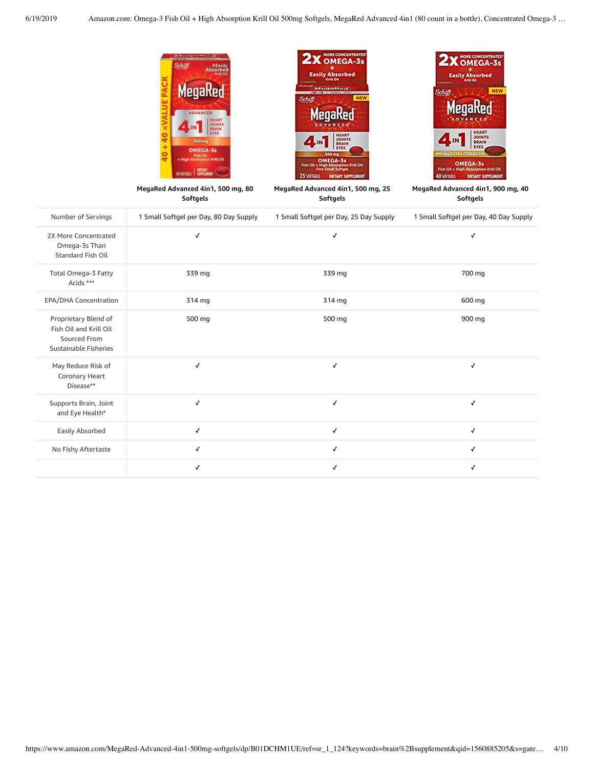| | MegaRed Advanced 4in1, 500 mg, 80 Softgels | MegaRed Advanced 4in1, 500 mg, 25 Softgels | MegaRed Advanced 4in1, 900 mg, 40 Softgels |
|---|---|---|---|
| Number of Servings | 1 Small Softgel per Day, 80 Day Supply | 1 Small Softgel per Day, 25 Day Supply | 1 Small Softgel per Day, 40 Day Supply |
| 2X More Concentrated Omega-3s Than Standard Fish Oil | ✓ | ✓ | ✓ |
| Total Omega-3 Fatty Acids *** | 339 mg | 339 mg | 700 mg |
| EPA/DHA Concentration | 314 mg | 314 mg | 600 mg |
| Proprietary Blend of Fish Oil and Krill Oil Sourced From Sustainable Fisheries | 500 mg | 500 mg | 900 mg |
| May Reduce Risk of Coronary Heart Disease** | ✓ | ✓ | ✓ |
| Supports Brain, Joint and Eye Health* | ✓ | ✓ | ✓ |
| Easily Absorbed | ✓ | ✓ | ✓ |
| No Fishy Aftertaste | ✓ | ✓ | ✓ |
| | ✓ | ✓ | ✓ |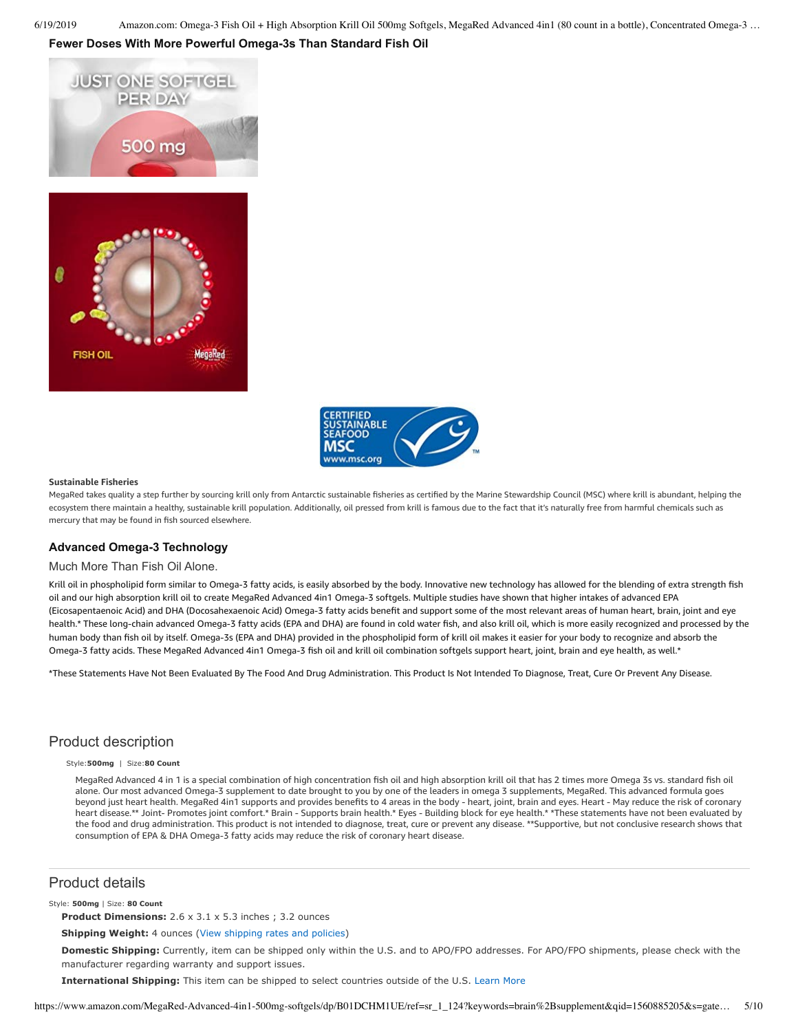### Fewer Doses With More Powerful Omega-3s Than Standard Fish Oil

#### Sustainable Fisheries

MegaRed takes quality a step further by sourcing krill only from Antarctic sustainable fisheries as certified by the Marine Stewardship Council (MSC) where krill is abundant, helping the ecosystem there maintain a healthy, sustainable krill population. Additionally, oil pressed from krill is famous due to the fact that it's naturally free from harmful chemicals such as mercury that may be found in fish sourced elsewhere.

### Advanced Omega-3 Technology

Much More Than Fish Oil Alone.

Krill oil in phospholipid form similar to Omega-3 fatty acids, is easily absorbed by the body. Innovative new technology has allowed for the blending of extra strength fish oil and our high absorption krill oil to create MegaRed Advanced 4in1 Omega-3 softgels. Multiple studies have shown that higher intakes of advanced EPA (Eicosapentaenoic Acid) and DHA (Docosahexaenoic Acid) Omega-3 fatty acids benefit and support some of the most relevant areas of human heart, brain, joint and eye health.* These long-chain advanced Omega-3 fatty acids (EPA and DHA) are found in cold water fish, and also krill oil, which is more easily recognized and processed by the human body than fish oil by itself. Omega-3s (EPA and DHA) provided in the phospholipid form of krill oil makes it easier for your body to recognize and absorb the Omega-3 fatty acids. These MegaRed Advanced 4in1 Omega-3 fish oil and krill oil combination softgels support heart, joint, brain and eye health, as well.*

*These Statements Have Not Been Evaluated By The Food And Drug Administration. This Product Is Not Intended To Diagnose, Treat, Cure Or Prevent Any Disease.

## Product description

Style:**500mg** | Size:**80 Count**

MegaRed Advanced 4 in 1 is a special combination of high concentration fish oil and high absorption krill oil that has 2 times more Omega 3s vs. standard fish oil alone. Our most advanced Omega-3 supplement to date brought to you by one of the leaders in omega 3 supplements, MegaRed. This advanced formula goes beyond just heart health. MegaRed 4in1 supports and provides benefits to 4 areas in the body - heart, joint, brain and eyes. Heart - May reduce the risk of coronary heart disease.** Joint- Promotes joint comfort.* Brain - Supports brain health.* Eyes - Building block for eye health.* *These statements have not been evaluated by the food and drug administration. This product is not intended to diagnose, treat, cure or prevent any disease. **Supportive, but not conclusive research shows that consumption of EPA & DHA Omega-3 fatty acids may reduce the risk of coronary heart disease.

## Product details

Style: **500mg** | Size: **80 Count**

**Product Dimensions:** 2.6 x 3.1 x 5.3 inches ; 3.2 ounces

**Shipping Weight:** 4 ounces (View shipping rates and policies)

**Domestic Shipping:** Currently, item can be shipped only within the U.S. and to APO/FPO addresses. For APO/FPO shipments, please check with the manufacturer regarding warranty and support issues.

**International Shipping:** This item can be shipped to select countries outside of the U.S. Learn More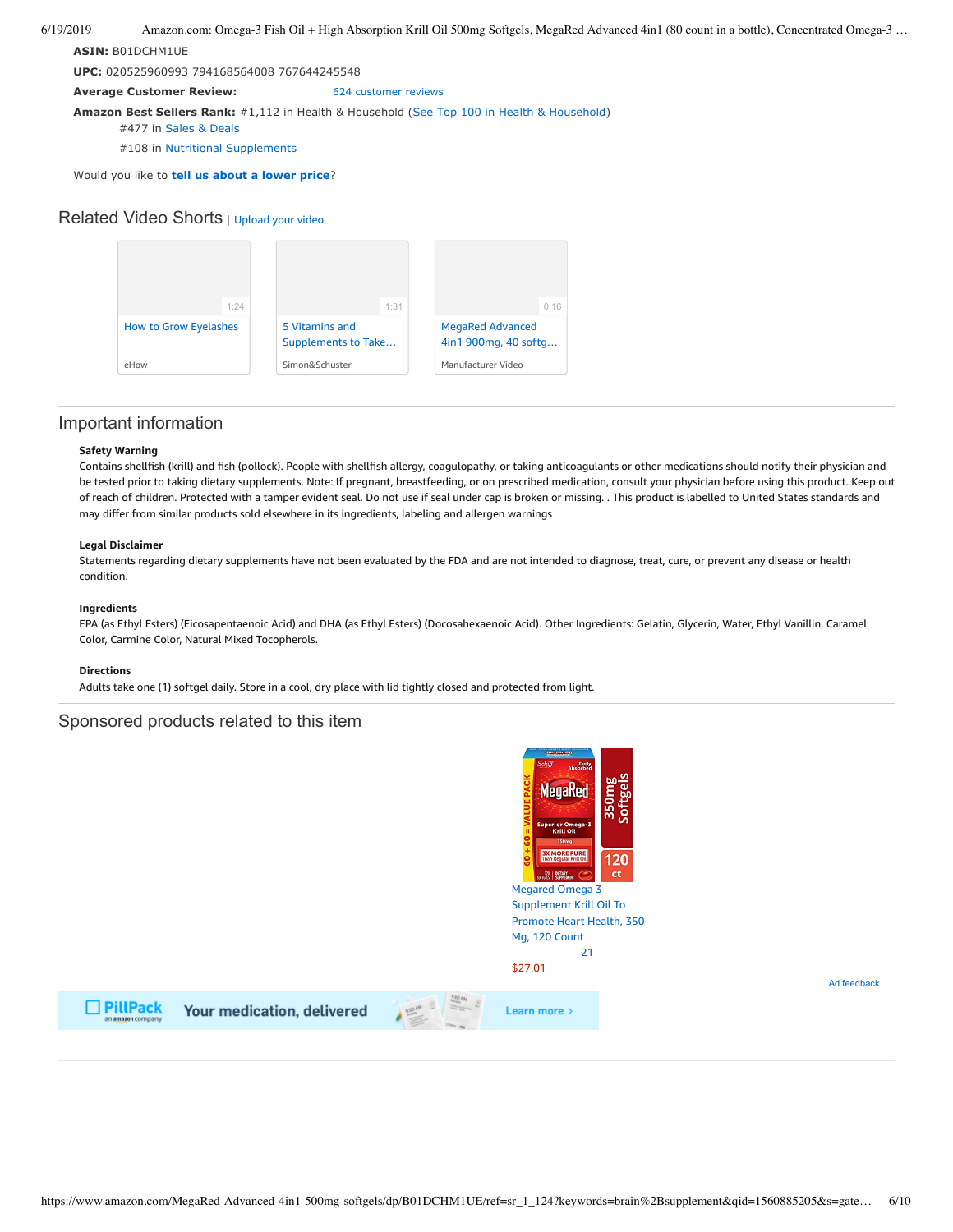**ASIN:** B01DCHM1UE

**UPC:** 020525960993 794168564008 767644245548

**Average Customer Review:** 624 customer reviews

**Amazon Best Sellers Rank:** #1,112 in Health & Household (See Top 100 in Health & Household)
#477 in Sales & Deals
#108 in Nutritional Supplements

Would you like to **tell us about a lower price**?

## Related Video Shorts | Upload your video

- 1:24 How to Grow Eyelashes — eHow
- 1:31 5 Vitamins and Supplements to Take… — Simon&Schuster
- 0:16 MegaRed Advanced 4in1 900mg, 40 softg… — Manufacturer Video

## Important information

**Safety Warning**

Contains shellfish (krill) and fish (pollock). People with shellfish allergy, coagulopathy, or taking anticoagulants or other medications should notify their physician and be tested prior to taking dietary supplements. Note: If pregnant, breastfeeding, or on prescribed medication, consult your physician before using this product. Keep out of reach of children. Protected with a tamper evident seal. Do not use if seal under cap is broken or missing. . This product is labelled to United States standards and may differ from similar products sold elsewhere in its ingredients, labeling and allergen warnings

**Legal Disclaimer**

Statements regarding dietary supplements have not been evaluated by the FDA and are not intended to diagnose, treat, cure, or prevent any disease or health condition.

**Ingredients**

EPA (as Ethyl Esters) (Eicosapentaenoic Acid) and DHA (as Ethyl Esters) (Docosahexaenoic Acid). Other Ingredients: Gelatin, Glycerin, Water, Ethyl Vanillin, Caramel Color, Carmine Color, Natural Mixed Tocopherols.

**Directions**

Adults take one (1) softgel daily. Store in a cool, dry place with lid tightly closed and protected from light.

## Sponsored products related to this item

Megared Omega 3 Supplement Krill Oil To Promote Heart Health, 350 Mg, 120 Count
21
$27.01

Ad feedback

PillPack an amazon company — Your medication, delivered — Learn more ›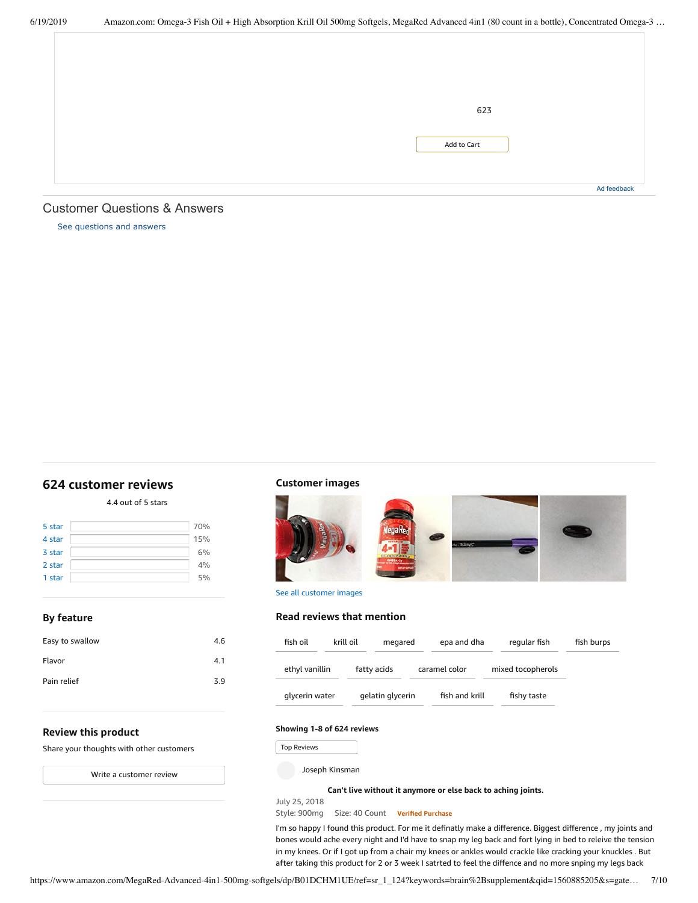623

Add to Cart

Ad feedback

## Customer Questions & Answers

See questions and answers

## 624 customer reviews

4.4 out of 5 stars

| | |
|---|---|
| 5 star | 70% |
| 4 star | 15% |
| 3 star | 6% |
| 2 star | 4% |
| 1 star | 5% |

### By feature

| | |
|---|---|
| Easy to swallow | 4.6 |
| Flavor | 4.1 |
| Pain relief | 3.9 |

### Review this product

Share your thoughts with other customers

Write a customer review

### Customer images

See all customer images

### Read reviews that mention

fish oil · krill oil · megared · epa and dha · regular fish · fish burps · ethyl vanillin · fatty acids · caramel color · mixed tocopherols · glycerin water · gelatin glycerin · fish and krill · fishy taste

**Showing 1-8 of 624 reviews**

Top Reviews

Joseph Kinsman

**Can't live without it anymore or else back to aching joints.**

July 25, 2018

Style: 900mg Size: 40 Count **Verified Purchase**

I'm so happy I found this product. For me it definatly make a difference. Biggest difference , my joints and bones would ache every night and I'd have to snap my leg back and fort lying in bed to releive the tension in my knees. Or if I got up from a chair my knees or ankles would crackle like cracking your knuckles . But after taking this product for 2 or 3 week I satrted to feel the diffence and no more snping my legs back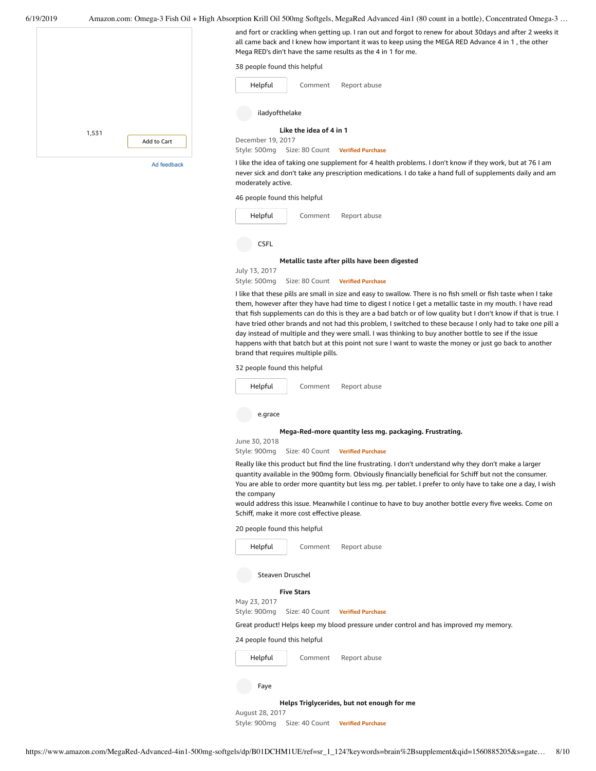1,531

Add to Cart

Ad feedback

and fort or crackling when getting up. I ran out and forgot to renew for about 30days and after 2 weeks it all came back and I knew how important it was to keep using the MEGA RED Advance 4 in 1 , the other Mega RED's din't have the same results as the 4 in 1 for me.

38 people found this helpful

Helpful Comment Report abuse

iladyofthelake

**Like the idea of 4 in 1**

December 19, 2017

Style: 500mg Size: 80 Count **Verified Purchase**

I like the idea of taking one supplement for 4 health problems. I don't know if they work, but at 76 I am never sick and don't take any prescription medications. I do take a hand full of supplements daily and am moderately active.

46 people found this helpful

Helpful Comment Report abuse

CSFL

**Metallic taste after pills have been digested**

July 13, 2017

Style: 500mg Size: 80 Count **Verified Purchase**

I like that these pills are small in size and easy to swallow. There is no fish smell or fish taste when I take them, however after they have had time to digest I notice I get a metallic taste in my mouth. I have read that fish supplements can do this is they are a bad batch or of low quality but I don't know if that is true. I have tried other brands and not had this problem, I switched to these because I only had to take one pill a day instead of multiple and they were small. I was thinking to buy another bottle to see if the issue happens with that batch but at this point not sure I want to waste the money or just go back to another brand that requires multiple pills.

32 people found this helpful

Helpful Comment Report abuse

e.grace

**Mega-Red-more quantity less mg. packaging. Frustrating.**

June 30, 2018

Style: 900mg Size: 40 Count **Verified Purchase**

Really like this product but find the line frustrating. I don't understand why they don't make a larger quantity available in the 900mg form. Obviously financially beneficial for Schiff but not the consumer. You are able to order more quantity but less mg. per tablet. I prefer to only have to take one a day, I wish the company
would address this issue. Meanwhile I continue to have to buy another bottle every five weeks. Come on Schiff, make it more cost effective please.

20 people found this helpful

Helpful Comment Report abuse

Steaven Druschel

**Five Stars**

May 23, 2017

Style: 900mg Size: 40 Count **Verified Purchase**

Great product! Helps keep my blood pressure under control and has improved my memory.

24 people found this helpful

Helpful Comment Report abuse

Faye

**Helps Triglycerides, but not enough for me**

August 28, 2017

Style: 900mg Size: 40 Count **Verified Purchase**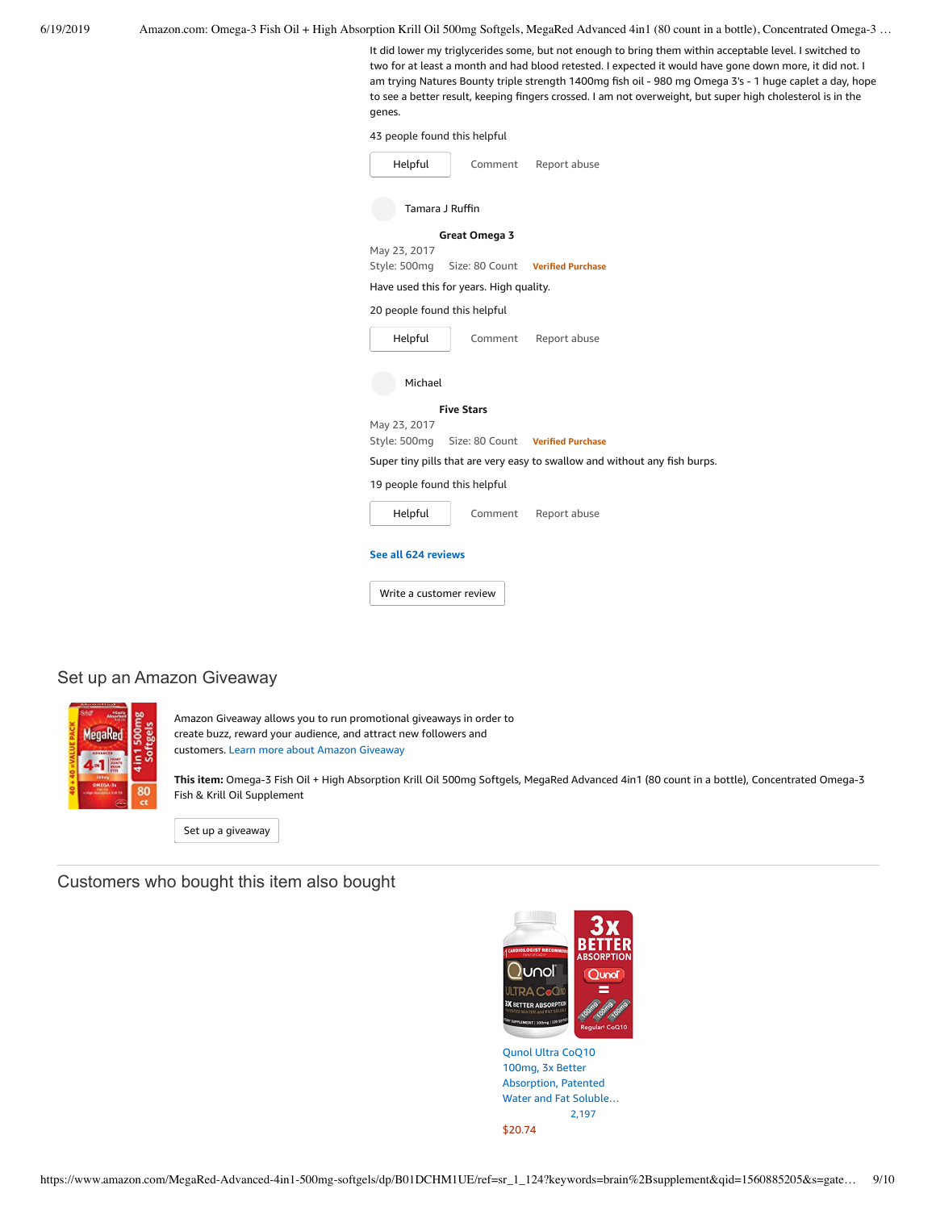It did lower my triglycerides some, but not enough to bring them within acceptable level. I switched to two for at least a month and had blood retested. I expected it would have gone down more, it did not. I am trying Natures Bounty triple strength 1400mg fish oil - 980 mg Omega 3's - 1 huge caplet a day, hope to see a better result, keeping fingers crossed. I am not overweight, but super high cholesterol is in the genes.

43 people found this helpful

Helpful | Comment | Report abuse

Tamara J Ruffin

**Great Omega 3**

May 23, 2017

Style: 500mg Size: 80 Count Verified Purchase

Have used this for years. High quality.

20 people found this helpful

Helpful | Comment | Report abuse

Michael

**Five Stars**

May 23, 2017

Style: 500mg Size: 80 Count Verified Purchase

Super tiny pills that are very easy to swallow and without any fish burps.

19 people found this helpful

Helpful | Comment | Report abuse

See all 624 reviews

Write a customer review

## Set up an Amazon Giveaway

Amazon Giveaway allows you to run promotional giveaways in order to create buzz, reward your audience, and attract new followers and customers. Learn more about Amazon Giveaway

**This item:** Omega-3 Fish Oil + High Absorption Krill Oil 500mg Softgels, MegaRed Advanced 4in1 (80 count in a bottle), Concentrated Omega-3 Fish & Krill Oil Supplement

Set up a giveaway

## Customers who bought this item also bought

Qunol Ultra CoQ10 100mg, 3x Better Absorption, Patented Water and Fat Soluble…

2,197

$20.74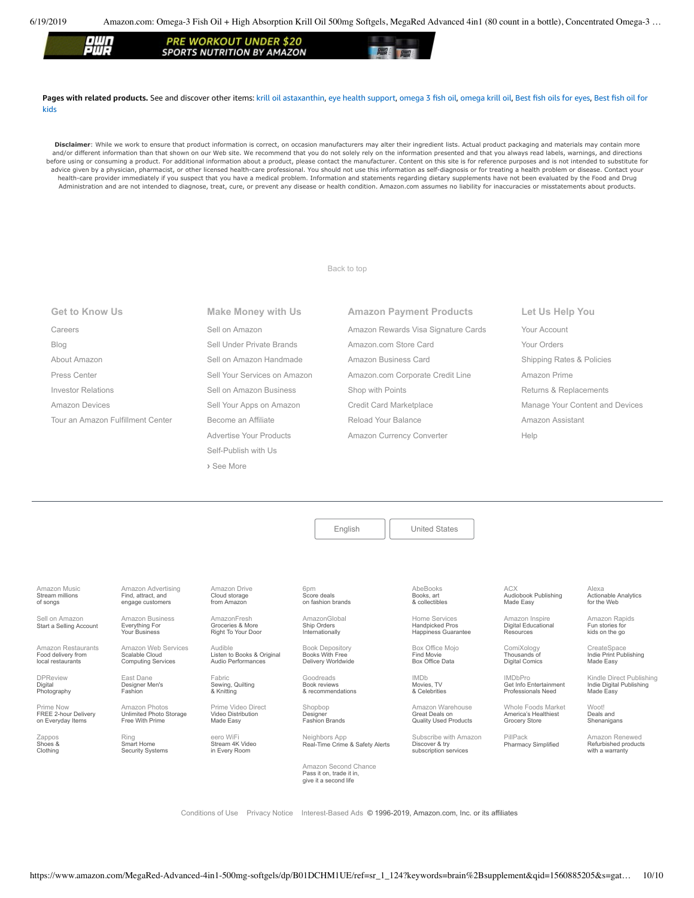PRE WORKOUT UNDER $20
SPORTS NUTRITION BY AMAZON

**Pages with related products.** See and discover other items: krill oil astaxanthin, eye health support, omega 3 fish oil, omega krill oil, Best fish oils for eyes, Best fish oil for kids

**Disclaimer**: While we work to ensure that product information is correct, on occasion manufacturers may alter their ingredient lists. Actual product packaging and materials may contain more and/or different information than that shown on our Web site. We recommend that you do not solely rely on the information presented and that you always read labels, warnings, and directions before using or consuming a product. For additional information about a product, please contact the manufacturer. Content on this site is for reference purposes and is not intended to substitute for advice given by a physician, pharmacist, or other licensed health-care professional. You should not use this information as self-diagnosis or for treating a health problem or disease. Contact your health-care provider immediately if you suspect that you have a medical problem. Information and statements regarding dietary supplements have not been evaluated by the Food and Drug Administration and are not intended to diagnose, treat, cure, or prevent any disease or health condition. Amazon.com assumes no liability for inaccuracies or misstatements about products.

Back to top

**Get to Know Us**
- Careers
- Blog
- About Amazon
- Press Center
- Investor Relations
- Amazon Devices
- Tour an Amazon Fulfillment Center

**Make Money with Us**
- Sell on Amazon
- Sell Under Private Brands
- Sell on Amazon Handmade
- Sell Your Services on Amazon
- Sell on Amazon Business
- Sell Your Apps on Amazon
- Become an Affiliate
- Advertise Your Products
- Self-Publish with Us
- › See More

**Amazon Payment Products**
- Amazon Rewards Visa Signature Cards
- Amazon.com Store Card
- Amazon Business Card
- Amazon.com Corporate Credit Line
- Shop with Points
- Credit Card Marketplace
- Reload Your Balance
- Amazon Currency Converter

**Let Us Help You**
- Your Account
- Your Orders
- Shipping Rates & Policies
- Amazon Prime
- Returns & Replacements
- Manage Your Content and Devices
- Amazon Assistant
- Help

English | United States

| | | | | | | |
|---|---|---|---|---|---|---|
| Amazon Music Stream millions of songs | Amazon Advertising Find, attract, and engage customers | Amazon Drive Cloud storage from Amazon | 6pm Score deals on fashion brands | AbeBooks Books, art & collectibles | ACX Audiobook Publishing Made Easy | Alexa Actionable Analytics for the Web |
| Sell on Amazon Start a Selling Account | Amazon Business Everything For Your Business | AmazonFresh Groceries & More Right To Your Door | AmazonGlobal Ship Orders Internationally | Home Services Handpicked Pros Happiness Guarantee | Amazon Inspire Digital Educational Resources | Amazon Rapids Fun stories for kids on the go |
| Amazon Restaurants Food delivery from local restaurants | Amazon Web Services Scalable Cloud Computing Services | Audible Listen to Books & Original Audio Performances | Book Depository Books With Free Delivery Worldwide | Box Office Mojo Find Movie Box Office Data | ComiXology Thousands of Digital Comics | CreateSpace Indie Print Publishing Made Easy |
| DPReview Digital Photography | East Dane Designer Men's Fashion | Fabric Sewing, Quilting & Knitting | Goodreads Book reviews & recommendations | IMDb Movies, TV & Celebrities | IMDbPro Get Info Entertainment Professionals Need | Kindle Direct Publishing Indie Digital Publishing Made Easy |
| Prime Now FREE 2-hour Delivery on Everyday Items | Amazon Photos Unlimited Photo Storage Free With Prime | Prime Video Direct Video Distribution Made Easy | Shopbop Designer Fashion Brands | Amazon Warehouse Great Deals on Quality Used Products | Whole Foods Market America's Healthiest Grocery Store | Woot! Deals and Shenanigans |
| Zappos Shoes & Clothing | Ring Smart Home Security Systems | eero WiFi Stream 4K Video in Every Room | Neighbors App Real-Time Crime & Safety Alerts | Subscribe with Amazon Discover & try subscription services | PillPack Pharmacy Simplified | Amazon Renewed Refurbished products with a warranty |
| | | | Amazon Second Chance Pass it on, trade it in, give it a second life | | | |

Conditions of Use   Privacy Notice   Interest-Based Ads   © 1996-2019, Amazon.com, Inc. or its affiliates